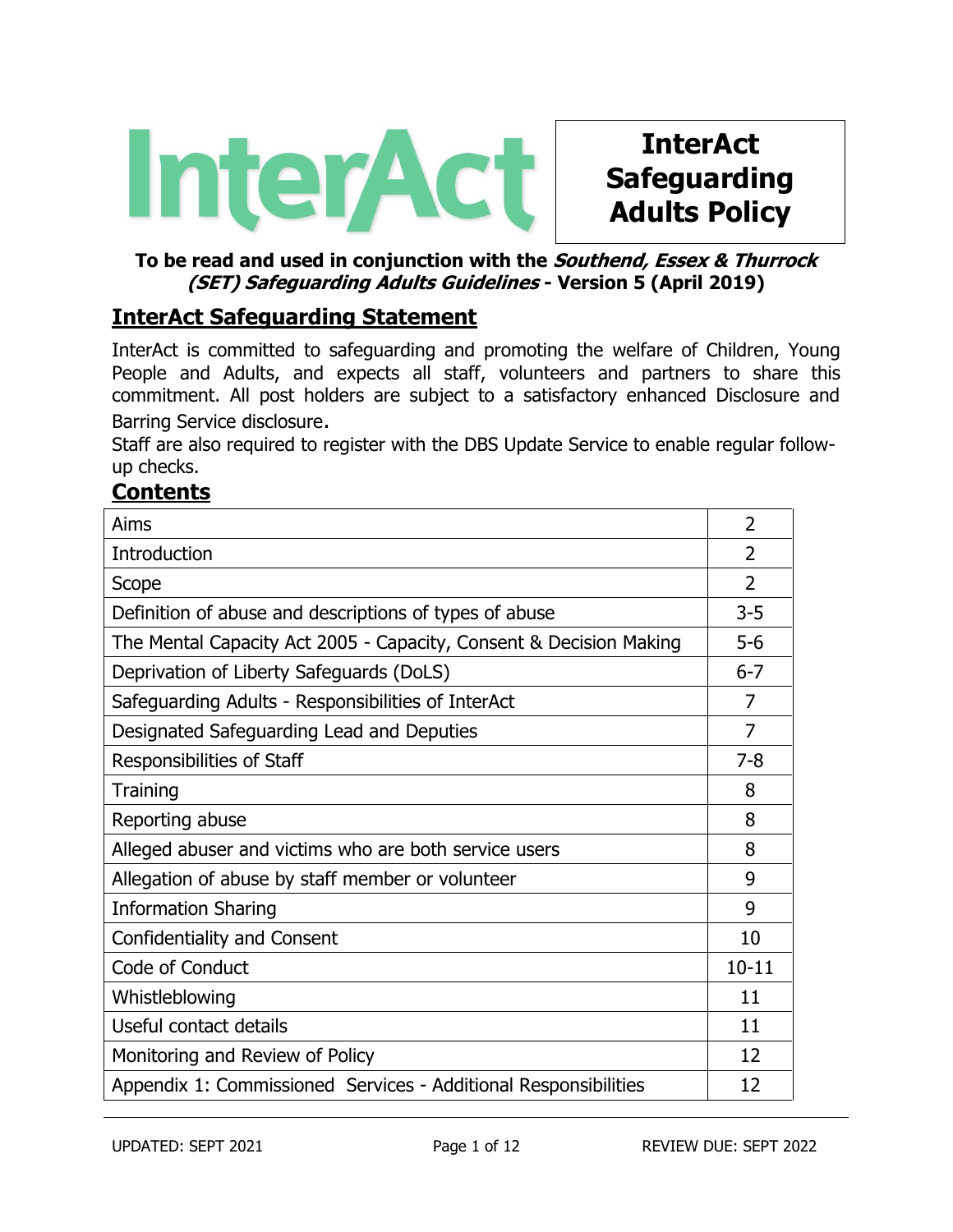# InterAct Safeguarding Adults Policy

**To be read and used in conjunction with the *Southend, Essex & Thurrock (SET) Safeguarding Adults Guidelines* - Version 5 (April 2019)**

## InterAct Safeguarding Statement

InterAct is committed to safeguarding and promoting the welfare of Children, Young People and Adults, and expects all staff, volunteers and partners to share this commitment. All post holders are subject to a satisfactory enhanced Disclosure and Barring Service disclosure.
Staff are also required to register with the DBS Update Service to enable regular follow-up checks.

## Contents

| | |
|---|---|
| Aims | 2 |
| Introduction | 2 |
| Scope | 2 |
| Definition of abuse and descriptions of types of abuse | 3-5 |
| The Mental Capacity Act 2005 - Capacity, Consent & Decision Making | 5-6 |
| Deprivation of Liberty Safeguards (DoLS) | 6-7 |
| Safeguarding Adults - Responsibilities of InterAct | 7 |
| Designated Safeguarding Lead and Deputies | 7 |
| Responsibilities of Staff | 7-8 |
| Training | 8 |
| Reporting abuse | 8 |
| Alleged abuser and victims who are both service users | 8 |
| Allegation of abuse by staff member or volunteer | 9 |
| Information Sharing | 9 |
| Confidentiality and Consent | 10 |
| Code of Conduct | 10-11 |
| Whistleblowing | 11 |
| Useful contact details | 11 |
| Monitoring and Review of Policy | 12 |
| Appendix 1: Commissioned Services - Additional Responsibilities | 12 |

UPDATED: SEPT 2021 REVIEW DUE: SEPT 2022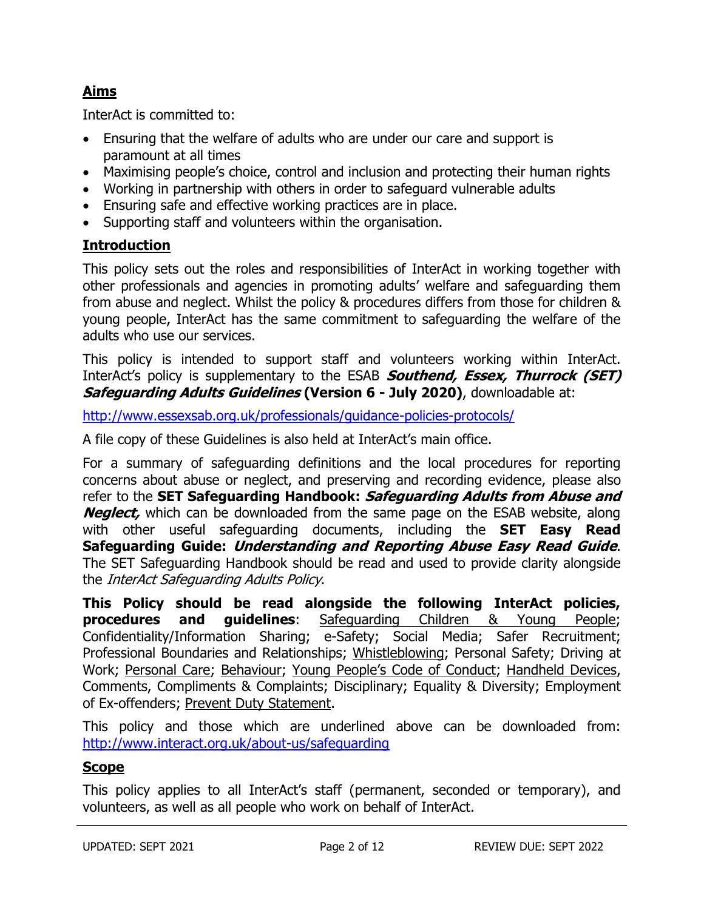## Aims

InterAct is committed to:

- Ensuring that the welfare of adults who are under our care and support is paramount at all times
- Maximising people's choice, control and inclusion and protecting their human rights
- Working in partnership with others in order to safeguard vulnerable adults
- Ensuring safe and effective working practices are in place.
- Supporting staff and volunteers within the organisation.

## Introduction

This policy sets out the roles and responsibilities of InterAct in working together with other professionals and agencies in promoting adults' welfare and safeguarding them from abuse and neglect. Whilst the policy & procedures differs from those for children & young people, InterAct has the same commitment to safeguarding the welfare of the adults who use our services.

This policy is intended to support staff and volunteers working within InterAct. InterAct's policy is supplementary to the ESAB ***Southend, Essex, Thurrock (SET) Safeguarding Adults Guidelines*** **(Version 6 - July 2020)**, downloadable at:

http://www.essexsab.org.uk/professionals/guidance-policies-protocols/

A file copy of these Guidelines is also held at InterAct's main office.

For a summary of safeguarding definitions and the local procedures for reporting concerns about abuse or neglect, and preserving and recording evidence, please also refer to the **SET Safeguarding Handbook: *Safeguarding Adults from Abuse and Neglect,*** which can be downloaded from the same page on the ESAB website, along with other useful safeguarding documents, including the **SET Easy Read Safeguarding Guide: *Understanding and Reporting Abuse Easy Read Guide***. The SET Safeguarding Handbook should be read and used to provide clarity alongside the *InterAct Safeguarding Adults Policy*.

**This Policy should be read alongside the following InterAct policies, procedures and guidelines**: Safeguarding Children & Young People; Confidentiality/Information Sharing; e-Safety; Social Media; Safer Recruitment; Professional Boundaries and Relationships; Whistleblowing; Personal Safety; Driving at Work; Personal Care; Behaviour; Young People's Code of Conduct; Handheld Devices, Comments, Compliments & Complaints; Disciplinary; Equality & Diversity; Employment of Ex-offenders; Prevent Duty Statement.

This policy and those which are underlined above can be downloaded from: http://www.interact.org.uk/about-us/safeguarding

## Scope

This policy applies to all InterAct's staff (permanent, seconded or temporary), and volunteers, as well as all people who work on behalf of InterAct.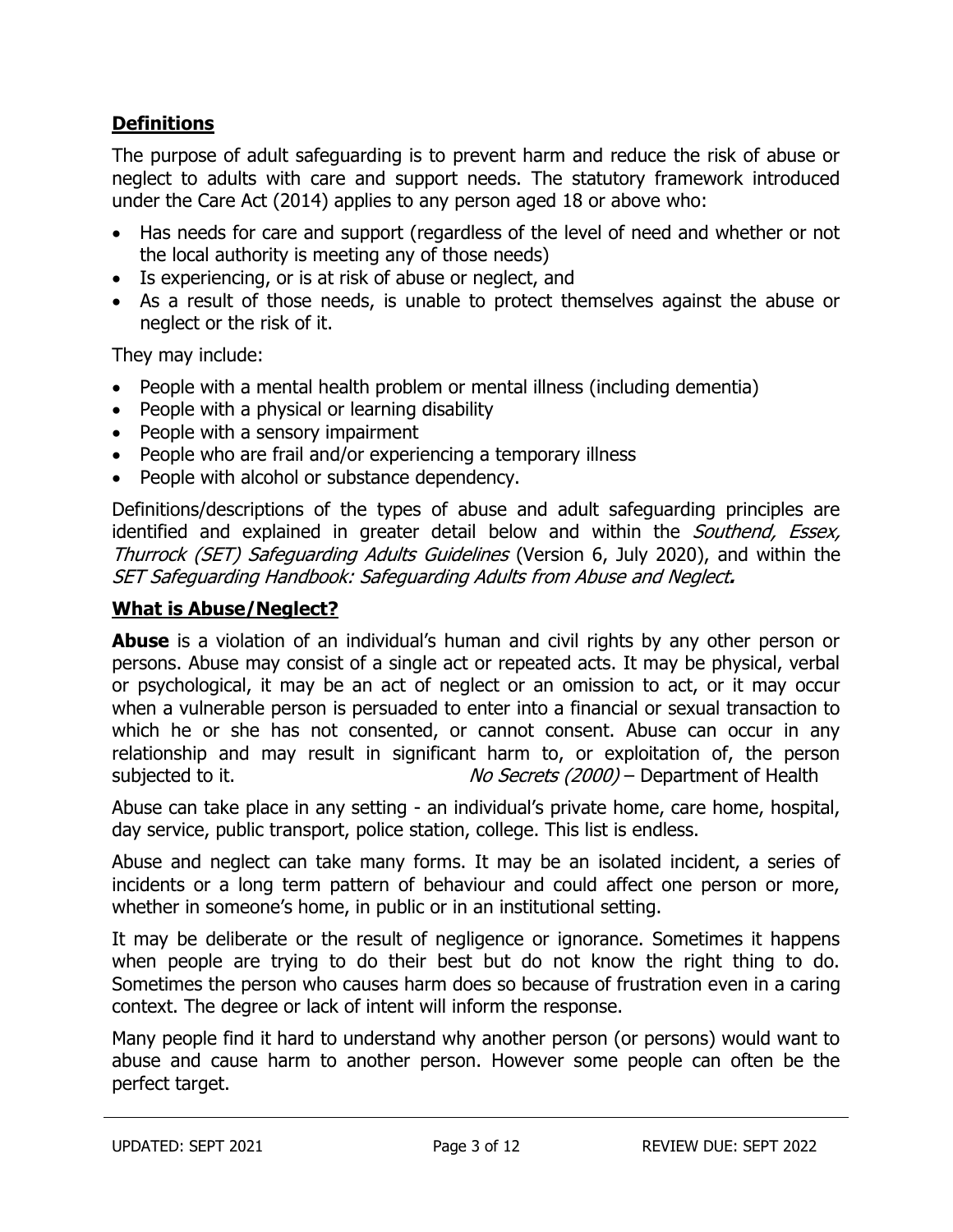## Definitions

The purpose of adult safeguarding is to prevent harm and reduce the risk of abuse or neglect to adults with care and support needs. The statutory framework introduced under the Care Act (2014) applies to any person aged 18 or above who:

- Has needs for care and support (regardless of the level of need and whether or not the local authority is meeting any of those needs)
- Is experiencing, or is at risk of abuse or neglect, and
- As a result of those needs, is unable to protect themselves against the abuse or neglect or the risk of it.

They may include:

- People with a mental health problem or mental illness (including dementia)
- People with a physical or learning disability
- People with a sensory impairment
- People who are frail and/or experiencing a temporary illness
- People with alcohol or substance dependency.

Definitions/descriptions of the types of abuse and adult safeguarding principles are identified and explained in greater detail below and within the *Southend, Essex, Thurrock (SET) Safeguarding Adults Guidelines* (Version 6, July 2020), and within the *SET Safeguarding Handbook: Safeguarding Adults from Abuse and Neglect***.**

## What is Abuse/Neglect?

**Abuse** is a violation of an individual's human and civil rights by any other person or persons. Abuse may consist of a single act or repeated acts. It may be physical, verbal or psychological, it may be an act of neglect or an omission to act, or it may occur when a vulnerable person is persuaded to enter into a financial or sexual transaction to which he or she has not consented, or cannot consent. Abuse can occur in any relationship and may result in significant harm to, or exploitation of, the person subjected to it. *No Secrets (2000)* – Department of Health

Abuse can take place in any setting - an individual's private home, care home, hospital, day service, public transport, police station, college. This list is endless.

Abuse and neglect can take many forms. It may be an isolated incident, a series of incidents or a long term pattern of behaviour and could affect one person or more, whether in someone's home, in public or in an institutional setting.

It may be deliberate or the result of negligence or ignorance. Sometimes it happens when people are trying to do their best but do not know the right thing to do. Sometimes the person who causes harm does so because of frustration even in a caring context. The degree or lack of intent will inform the response.

Many people find it hard to understand why another person (or persons) would want to abuse and cause harm to another person. However some people can often be the perfect target.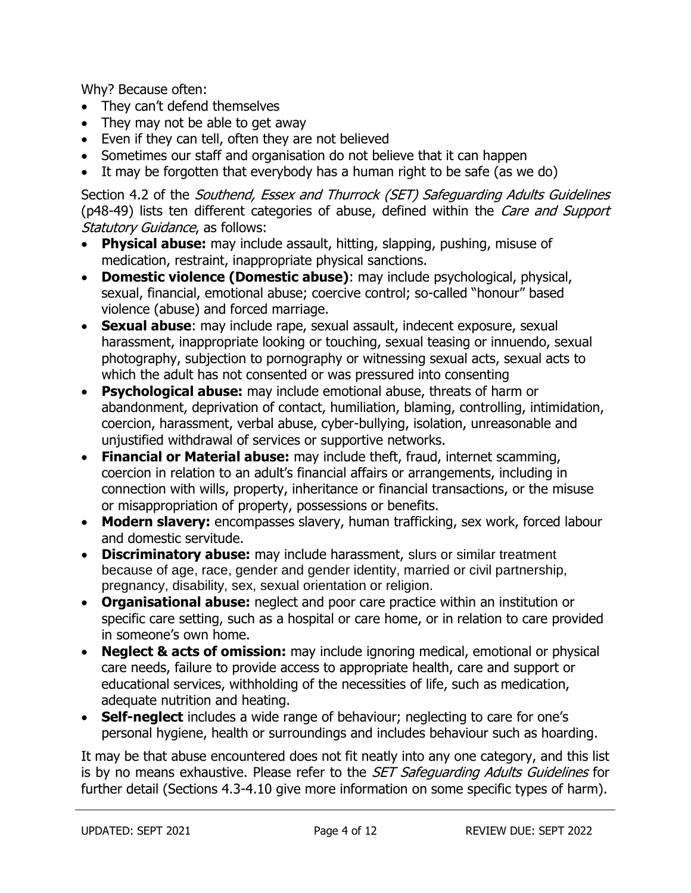Why? Because often:

- They can't defend themselves
- They may not be able to get away
- Even if they can tell, often they are not believed
- Sometimes our staff and organisation do not believe that it can happen
- It may be forgotten that everybody has a human right to be safe (as we do)

Section 4.2 of the *Southend, Essex and Thurrock (SET) Safeguarding Adults Guidelines* (p48-49) lists ten different categories of abuse, defined within the *Care and Support Statutory Guidance*, as follows:

- **Physical abuse:** may include assault, hitting, slapping, pushing, misuse of medication, restraint, inappropriate physical sanctions.
- **Domestic violence (Domestic abuse)**: may include psychological, physical, sexual, financial, emotional abuse; coercive control; so-called "honour" based violence (abuse) and forced marriage.
- **Sexual abuse**: may include rape, sexual assault, indecent exposure, sexual harassment, inappropriate looking or touching, sexual teasing or innuendo, sexual photography, subjection to pornography or witnessing sexual acts, sexual acts to which the adult has not consented or was pressured into consenting
- **Psychological abuse:** may include emotional abuse, threats of harm or abandonment, deprivation of contact, humiliation, blaming, controlling, intimidation, coercion, harassment, verbal abuse, cyber-bullying, isolation, unreasonable and unjustified withdrawal of services or supportive networks.
- **Financial or Material abuse:** may include theft, fraud, internet scamming, coercion in relation to an adult's financial affairs or arrangements, including in connection with wills, property, inheritance or financial transactions, or the misuse or misappropriation of property, possessions or benefits.
- **Modern slavery:** encompasses slavery, human trafficking, sex work, forced labour and domestic servitude.
- **Discriminatory abuse:** may include harassment, slurs or similar treatment because of age, race, gender and gender identity, married or civil partnership, pregnancy, disability, sex, sexual orientation or religion.
- **Organisational abuse:** neglect and poor care practice within an institution or specific care setting, such as a hospital or care home, or in relation to care provided in someone's own home.
- **Neglect & acts of omission:** may include ignoring medical, emotional or physical care needs, failure to provide access to appropriate health, care and support or educational services, withholding of the necessities of life, such as medication, adequate nutrition and heating.
- **Self-neglect** includes a wide range of behaviour; neglecting to care for one's personal hygiene, health or surroundings and includes behaviour such as hoarding.

It may be that abuse encountered does not fit neatly into any one category, and this list is by no means exhaustive. Please refer to the *SET Safeguarding Adults Guidelines* for further detail (Sections 4.3-4.10 give more information on some specific types of harm).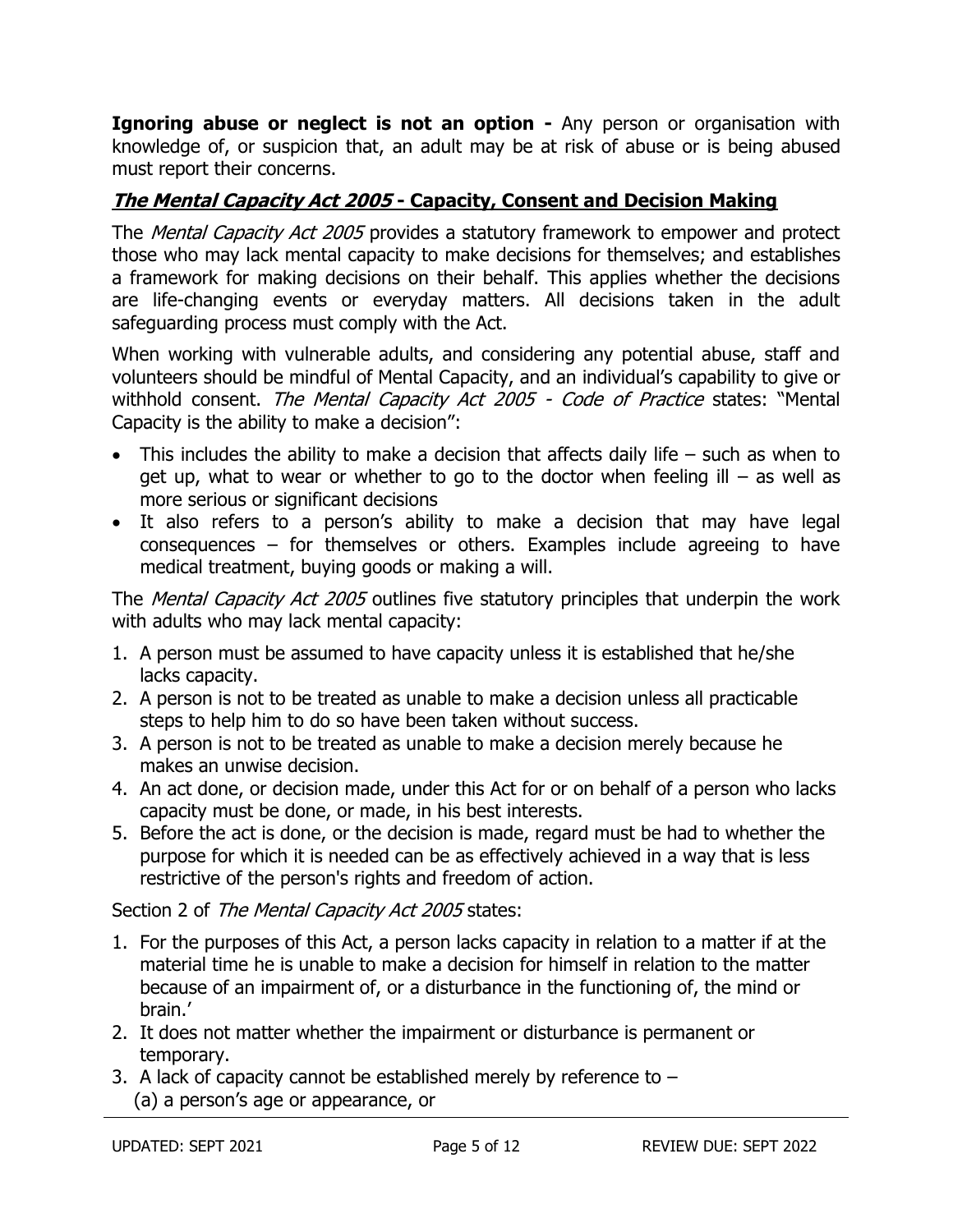**Ignoring abuse or neglect is not an option -** Any person or organisation with knowledge of, or suspicion that, an adult may be at risk of abuse or is being abused must report their concerns.

## ***The Mental Capacity Act 2005* - Capacity, Consent and Decision Making**

The *Mental Capacity Act 2005* provides a statutory framework to empower and protect those who may lack mental capacity to make decisions for themselves; and establishes a framework for making decisions on their behalf. This applies whether the decisions are life-changing events or everyday matters. All decisions taken in the adult safeguarding process must comply with the Act.

When working with vulnerable adults, and considering any potential abuse, staff and volunteers should be mindful of Mental Capacity, and an individual's capability to give or withhold consent. *The Mental Capacity Act 2005 - Code of Practice* states: "Mental Capacity is the ability to make a decision":

- This includes the ability to make a decision that affects daily life – such as when to get up, what to wear or whether to go to the doctor when feeling ill – as well as more serious or significant decisions
- It also refers to a person's ability to make a decision that may have legal consequences – for themselves or others. Examples include agreeing to have medical treatment, buying goods or making a will.

The *Mental Capacity Act 2005* outlines five statutory principles that underpin the work with adults who may lack mental capacity:

1. A person must be assumed to have capacity unless it is established that he/she lacks capacity.
2. A person is not to be treated as unable to make a decision unless all practicable steps to help him to do so have been taken without success.
3. A person is not to be treated as unable to make a decision merely because he makes an unwise decision.
4. An act done, or decision made, under this Act for or on behalf of a person who lacks capacity must be done, or made, in his best interests.
5. Before the act is done, or the decision is made, regard must be had to whether the purpose for which it is needed can be as effectively achieved in a way that is less restrictive of the person's rights and freedom of action.

Section 2 of *The Mental Capacity Act 2005* states:

1. For the purposes of this Act, a person lacks capacity in relation to a matter if at the material time he is unable to make a decision for himself in relation to the matter because of an impairment of, or a disturbance in the functioning of, the mind or brain.'
2. It does not matter whether the impairment or disturbance is permanent or temporary.
3. A lack of capacity cannot be established merely by reference to –
   (a) a person's age or appearance, or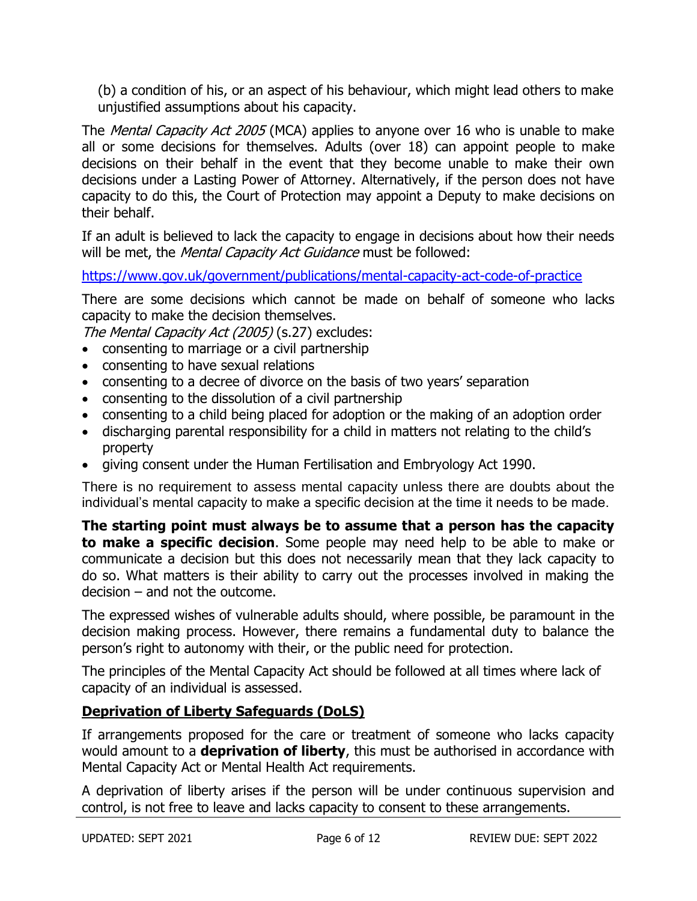(b) a condition of his, or an aspect of his behaviour, which might lead others to make unjustified assumptions about his capacity.

The *Mental Capacity Act 2005* (MCA) applies to anyone over 16 who is unable to make all or some decisions for themselves. Adults (over 18) can appoint people to make decisions on their behalf in the event that they become unable to make their own decisions under a Lasting Power of Attorney. Alternatively, if the person does not have capacity to do this, the Court of Protection may appoint a Deputy to make decisions on their behalf.

If an adult is believed to lack the capacity to engage in decisions about how their needs will be met, the *Mental Capacity Act Guidance* must be followed:

https://www.gov.uk/government/publications/mental-capacity-act-code-of-practice

There are some decisions which cannot be made on behalf of someone who lacks capacity to make the decision themselves.
*The Mental Capacity Act (2005)* (s.27) excludes:

- consenting to marriage or a civil partnership
- consenting to have sexual relations
- consenting to a decree of divorce on the basis of two years' separation
- consenting to the dissolution of a civil partnership
- consenting to a child being placed for adoption or the making of an adoption order
- discharging parental responsibility for a child in matters not relating to the child's property
- giving consent under the Human Fertilisation and Embryology Act 1990.

There is no requirement to assess mental capacity unless there are doubts about the individual's mental capacity to make a specific decision at the time it needs to be made.

**The starting point must always be to assume that a person has the capacity to make a specific decision**. Some people may need help to be able to make or communicate a decision but this does not necessarily mean that they lack capacity to do so. What matters is their ability to carry out the processes involved in making the decision – and not the outcome.

The expressed wishes of vulnerable adults should, where possible, be paramount in the decision making process. However, there remains a fundamental duty to balance the person's right to autonomy with their, or the public need for protection.

The principles of the Mental Capacity Act should be followed at all times where lack of capacity of an individual is assessed.

## Deprivation of Liberty Safeguards (DoLS)

If arrangements proposed for the care or treatment of someone who lacks capacity would amount to a **deprivation of liberty**, this must be authorised in accordance with Mental Capacity Act or Mental Health Act requirements.

A deprivation of liberty arises if the person will be under continuous supervision and control, is not free to leave and lacks capacity to consent to these arrangements.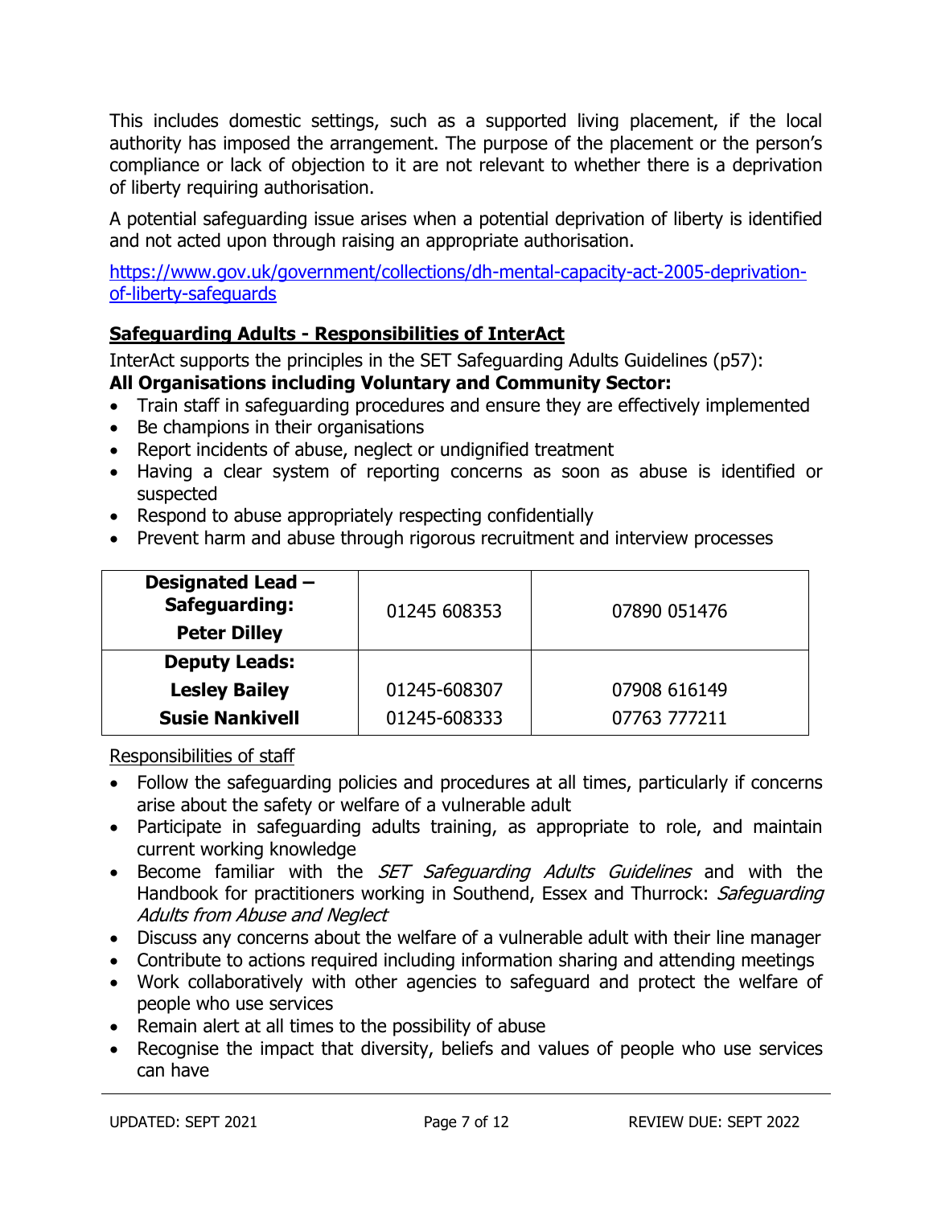This includes domestic settings, such as a supported living placement, if the local authority has imposed the arrangement. The purpose of the placement or the person's compliance or lack of objection to it are not relevant to whether there is a deprivation of liberty requiring authorisation.

A potential safeguarding issue arises when a potential deprivation of liberty is identified and not acted upon through raising an appropriate authorisation.

[https://www.gov.uk/government/collections/dh-mental-capacity-act-2005-deprivation-of-liberty-safeguards](https://www.gov.uk/government/collections/dh-mental-capacity-act-2005-deprivation-of-liberty-safeguards)

## Safeguarding Adults - Responsibilities of InterAct

InterAct supports the principles in the SET Safeguarding Adults Guidelines (p57):

**All Organisations including Voluntary and Community Sector:**

- Train staff in safeguarding procedures and ensure they are effectively implemented
- Be champions in their organisations
- Report incidents of abuse, neglect or undignified treatment
- Having a clear system of reporting concerns as soon as abuse is identified or suspected
- Respond to abuse appropriately respecting confidentially
- Prevent harm and abuse through rigorous recruitment and interview processes

| **Designated Lead – Safeguarding: Peter Dilley** | 01245 608353 | 07890 051476 |
|---|---|---|
| **Deputy Leads:** | | |
| **Lesley Bailey** | 01245-608307 | 07908 616149 |
| **Susie Nankivell** | 01245-608333 | 07763 777211 |

Responsibilities of staff

- Follow the safeguarding policies and procedures at all times, particularly if concerns arise about the safety or welfare of a vulnerable adult
- Participate in safeguarding adults training, as appropriate to role, and maintain current working knowledge
- Become familiar with the *SET Safeguarding Adults Guidelines* and with the Handbook for practitioners working in Southend, Essex and Thurrock: *Safeguarding Adults from Abuse and Neglect*
- Discuss any concerns about the welfare of a vulnerable adult with their line manager
- Contribute to actions required including information sharing and attending meetings
- Work collaboratively with other agencies to safeguard and protect the welfare of people who use services
- Remain alert at all times to the possibility of abuse
- Recognise the impact that diversity, beliefs and values of people who use services can have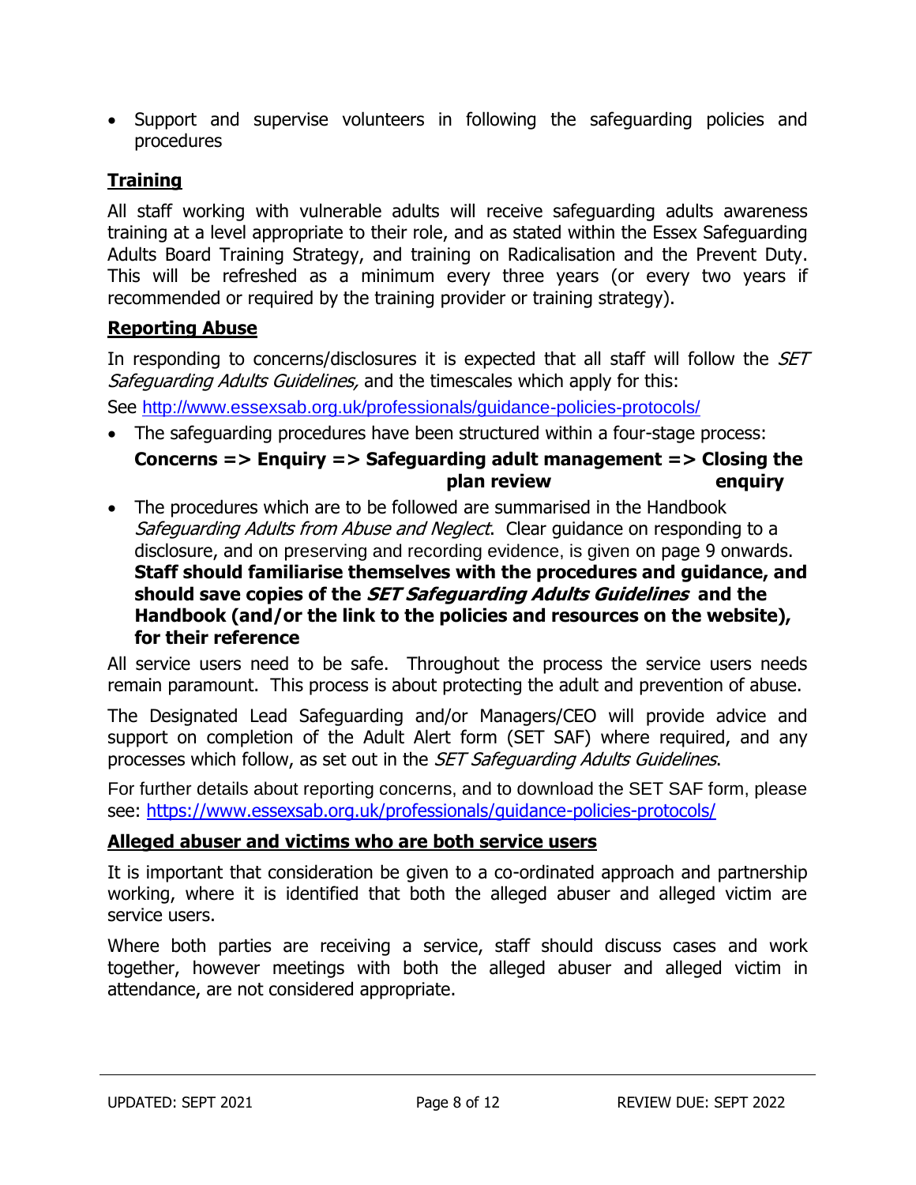- Support and supervise volunteers in following the safeguarding policies and procedures

## Training

All staff working with vulnerable adults will receive safeguarding adults awareness training at a level appropriate to their role, and as stated within the Essex Safeguarding Adults Board Training Strategy, and training on Radicalisation and the Prevent Duty. This will be refreshed as a minimum every three years (or every two years if recommended or required by the training provider or training strategy).

## Reporting Abuse

In responding to concerns/disclosures it is expected that all staff will follow the *SET Safeguarding Adults Guidelines,* and the timescales which apply for this:

See http://www.essexsab.org.uk/professionals/guidance-policies-protocols/

- The safeguarding procedures have been structured within a four-stage process:

  **Concerns => Enquiry => Safeguarding adult management plan review => Closing the enquiry**

- The procedures which are to be followed are summarised in the Handbook *Safeguarding Adults from Abuse and Neglect*. Clear guidance on responding to a disclosure, and on preserving and recording evidence, is given on page 9 onwards. **Staff should familiarise themselves with the procedures and guidance, and should save copies of the *SET Safeguarding Adults Guidelines* and the Handbook (and/or the link to the policies and resources on the website), for their reference**

All service users need to be safe. Throughout the process the service users needs remain paramount. This process is about protecting the adult and prevention of abuse.

The Designated Lead Safeguarding and/or Managers/CEO will provide advice and support on completion of the Adult Alert form (SET SAF) where required, and any processes which follow, as set out in the *SET Safeguarding Adults Guidelines*.

For further details about reporting concerns, and to download the SET SAF form, please see: https://www.essexsab.org.uk/professionals/guidance-policies-protocols/

## Alleged abuser and victims who are both service users

It is important that consideration be given to a co-ordinated approach and partnership working, where it is identified that both the alleged abuser and alleged victim are service users.

Where both parties are receiving a service, staff should discuss cases and work together, however meetings with both the alleged abuser and alleged victim in attendance, are not considered appropriate.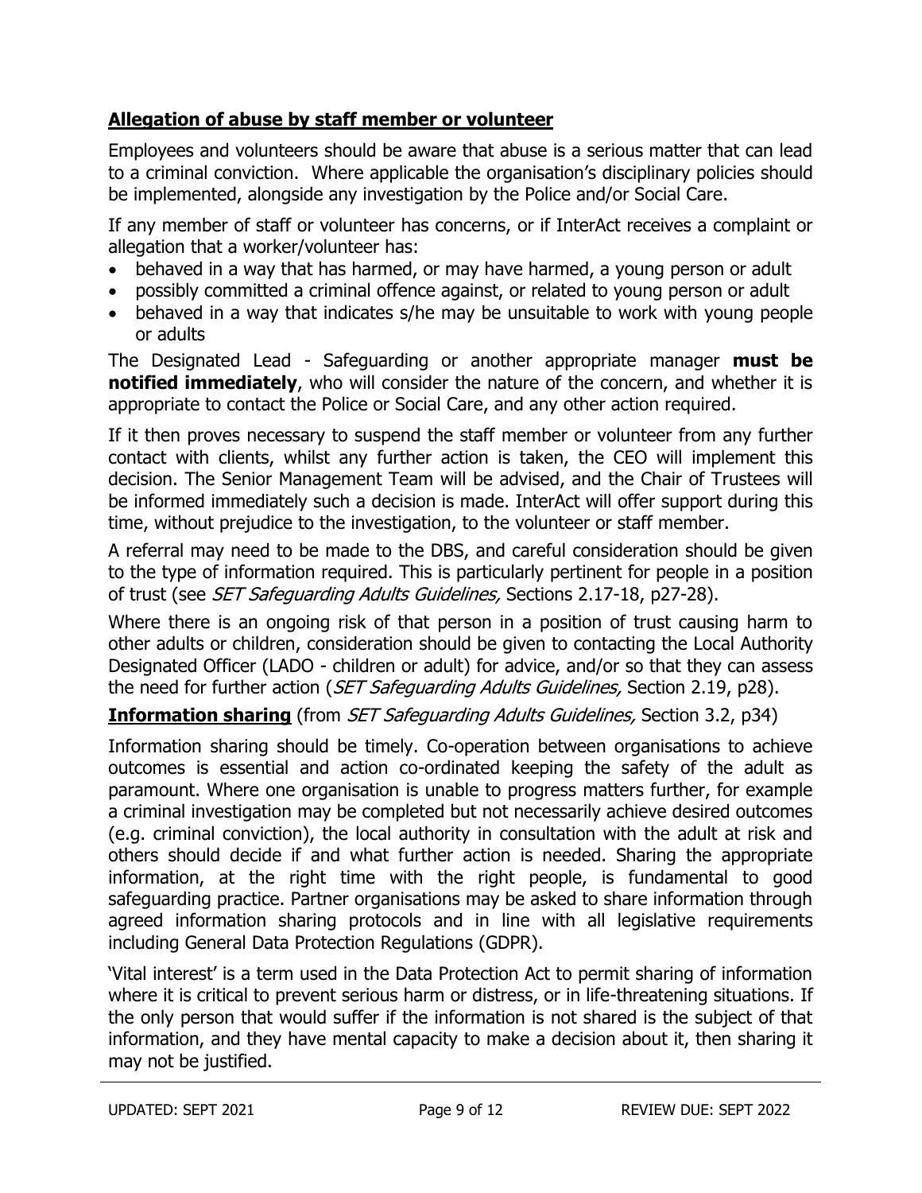**Allegation of abuse by staff member or volunteer**

Employees and volunteers should be aware that abuse is a serious matter that can lead to a criminal conviction. Where applicable the organisation's disciplinary policies should be implemented, alongside any investigation by the Police and/or Social Care.

If any member of staff or volunteer has concerns, or if InterAct receives a complaint or allegation that a worker/volunteer has:

- behaved in a way that has harmed, or may have harmed, a young person or adult
- possibly committed a criminal offence against, or related to young person or adult
- behaved in a way that indicates s/he may be unsuitable to work with young people or adults

The Designated Lead - Safeguarding or another appropriate manager **must be notified immediately**, who will consider the nature of the concern, and whether it is appropriate to contact the Police or Social Care, and any other action required.

If it then proves necessary to suspend the staff member or volunteer from any further contact with clients, whilst any further action is taken, the CEO will implement this decision. The Senior Management Team will be advised, and the Chair of Trustees will be informed immediately such a decision is made. InterAct will offer support during this time, without prejudice to the investigation, to the volunteer or staff member.

A referral may need to be made to the DBS, and careful consideration should be given to the type of information required. This is particularly pertinent for people in a position of trust (see *SET Safeguarding Adults Guidelines,* Sections 2.17-18, p27-28).

Where there is an ongoing risk of that person in a position of trust causing harm to other adults or children, consideration should be given to contacting the Local Authority Designated Officer (LADO - children or adult) for advice, and/or so that they can assess the need for further action (*SET Safeguarding Adults Guidelines,* Section 2.19, p28).

**Information sharing** (from *SET Safeguarding Adults Guidelines,* Section 3.2, p34)

Information sharing should be timely. Co-operation between organisations to achieve outcomes is essential and action co-ordinated keeping the safety of the adult as paramount. Where one organisation is unable to progress matters further, for example a criminal investigation may be completed but not necessarily achieve desired outcomes (e.g. criminal conviction), the local authority in consultation with the adult at risk and others should decide if and what further action is needed. Sharing the appropriate information, at the right time with the right people, is fundamental to good safeguarding practice. Partner organisations may be asked to share information through agreed information sharing protocols and in line with all legislative requirements including General Data Protection Regulations (GDPR).

'Vital interest' is a term used in the Data Protection Act to permit sharing of information where it is critical to prevent serious harm or distress, or in life-threatening situations. If the only person that would suffer if the information is not shared is the subject of that information, and they have mental capacity to make a decision about it, then sharing it may not be justified.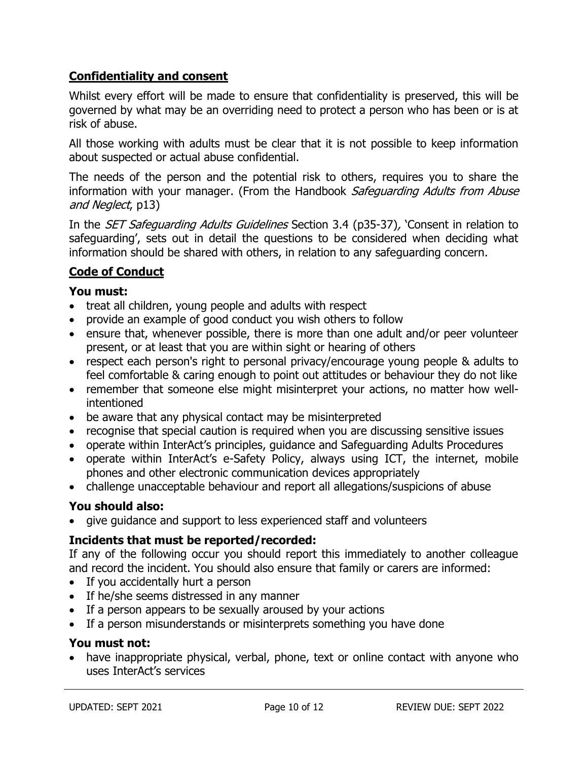## **Confidentiality and consent**

Whilst every effort will be made to ensure that confidentiality is preserved, this will be governed by what may be an overriding need to protect a person who has been or is at risk of abuse.

All those working with adults must be clear that it is not possible to keep information about suspected or actual abuse confidential.

The needs of the person and the potential risk to others, requires you to share the information with your manager. (From the Handbook *Safeguarding Adults from Abuse and Neglect*, p13)

In the *SET Safeguarding Adults Guidelines* Section 3.4 (p35-37)*,* 'Consent in relation to safeguarding', sets out in detail the questions to be considered when deciding what information should be shared with others, in relation to any safeguarding concern.

## **Code of Conduct**

### You must:

- treat all children, young people and adults with respect
- provide an example of good conduct you wish others to follow
- ensure that, whenever possible, there is more than one adult and/or peer volunteer present, or at least that you are within sight or hearing of others
- respect each person's right to personal privacy/encourage young people & adults to feel comfortable & caring enough to point out attitudes or behaviour they do not like
- remember that someone else might misinterpret your actions, no matter how well-intentioned
- be aware that any physical contact may be misinterpreted
- recognise that special caution is required when you are discussing sensitive issues
- operate within InterAct's principles, guidance and Safeguarding Adults Procedures
- operate within InterAct's e-Safety Policy, always using ICT, the internet, mobile phones and other electronic communication devices appropriately
- challenge unacceptable behaviour and report all allegations/suspicions of abuse

### You should also:

- give guidance and support to less experienced staff and volunteers

### Incidents that must be reported/recorded:

If any of the following occur you should report this immediately to another colleague and record the incident. You should also ensure that family or carers are informed:

- If you accidentally hurt a person
- If he/she seems distressed in any manner
- If a person appears to be sexually aroused by your actions
- If a person misunderstands or misinterprets something you have done

### You must not:

- have inappropriate physical, verbal, phone, text or online contact with anyone who uses InterAct's services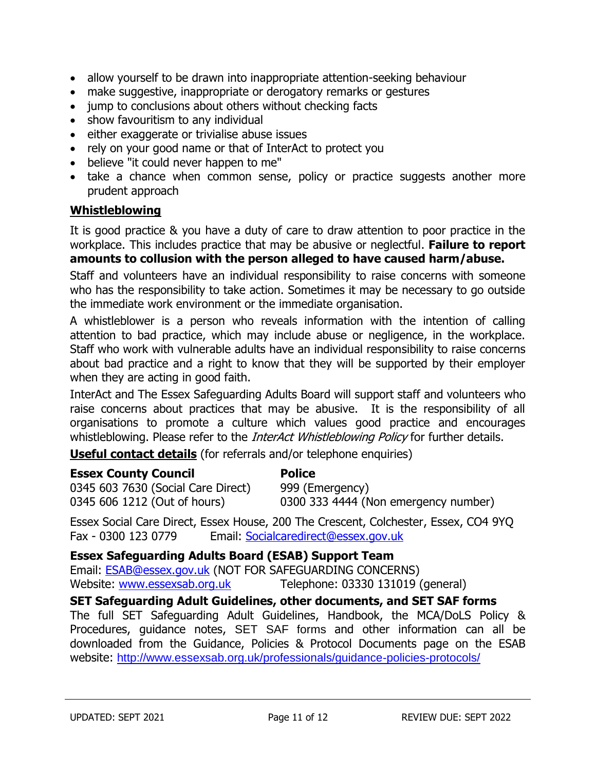- allow yourself to be drawn into inappropriate attention-seeking behaviour
- make suggestive, inappropriate or derogatory remarks or gestures
- jump to conclusions about others without checking facts
- show favouritism to any individual
- either exaggerate or trivialise abuse issues
- rely on your good name or that of InterAct to protect you
- believe "it could never happen to me"
- take a chance when common sense, policy or practice suggests another more prudent approach

## **Whistleblowing**

It is good practice & you have a duty of care to draw attention to poor practice in the workplace. This includes practice that may be abusive or neglectful. **Failure to report amounts to collusion with the person alleged to have caused harm/abuse.**

Staff and volunteers have an individual responsibility to raise concerns with someone who has the responsibility to take action. Sometimes it may be necessary to go outside the immediate work environment or the immediate organisation.

A whistleblower is a person who reveals information with the intention of calling attention to bad practice, which may include abuse or negligence, in the workplace. Staff who work with vulnerable adults have an individual responsibility to raise concerns about bad practice and a right to know that they will be supported by their employer when they are acting in good faith.

InterAct and The Essex Safeguarding Adults Board will support staff and volunteers who raise concerns about practices that may be abusive. It is the responsibility of all organisations to promote a culture which values good practice and encourages whistleblowing. Please refer to the *InterAct Whistleblowing Policy* for further details.

**Useful contact details** (for referrals and/or telephone enquiries)

**Essex County Council**
0345 603 7630 (Social Care Direct)
0345 606 1212 (Out of hours)

**Police**
999 (Emergency)
0300 333 4444 (Non emergency number)

Essex Social Care Direct, Essex House, 200 The Crescent, Colchester, Essex, CO4 9YQ
Fax - 0300 123 0779 Email: Socialcaredirect@essex.gov.uk

**Essex Safeguarding Adults Board (ESAB) Support Team**
Email: ESAB@essex.gov.uk (NOT FOR SAFEGUARDING CONCERNS)
Website: www.essexsab.org.uk Telephone: 03330 131019 (general)

**SET Safeguarding Adult Guidelines, other documents, and SET SAF forms**
The full SET Safeguarding Adult Guidelines, Handbook, the MCA/DoLS Policy & Procedures, guidance notes, SET SAF forms and other information can all be downloaded from the Guidance, Policies & Protocol Documents page on the ESAB website: http://www.essexsab.org.uk/professionals/guidance-policies-protocols/

UPDATED: SEPT 2021 REVIEW DUE: SEPT 2022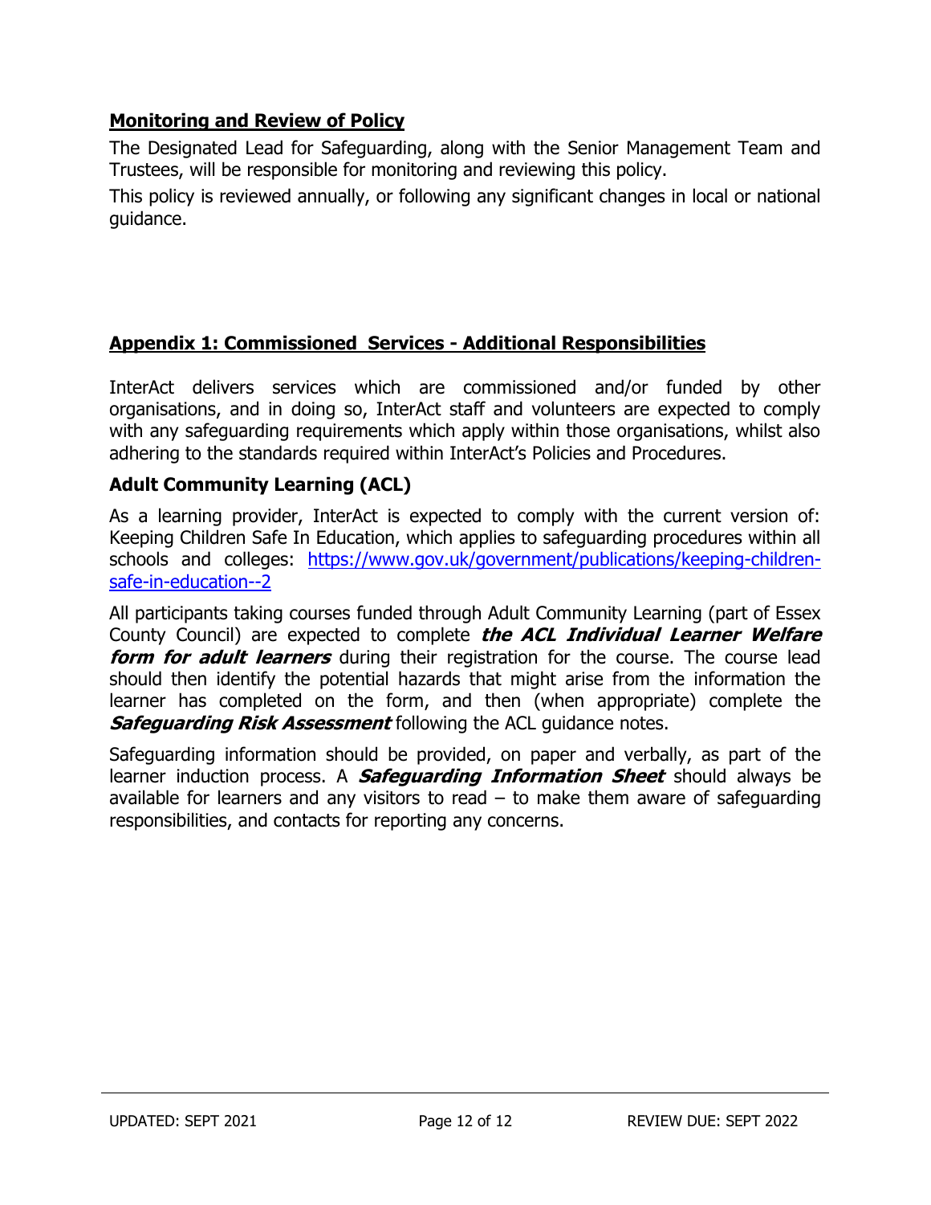## Monitoring and Review of Policy

The Designated Lead for Safeguarding, along with the Senior Management Team and Trustees, will be responsible for monitoring and reviewing this policy.

This policy is reviewed annually, or following any significant changes in local or national guidance.

## Appendix 1: Commissioned Services - Additional Responsibilities

InterAct delivers services which are commissioned and/or funded by other organisations, and in doing so, InterAct staff and volunteers are expected to comply with any safeguarding requirements which apply within those organisations, whilst also adhering to the standards required within InterAct's Policies and Procedures.

### Adult Community Learning (ACL)

As a learning provider, InterAct is expected to comply with the current version of: Keeping Children Safe In Education, which applies to safeguarding procedures within all schools and colleges: [https://www.gov.uk/government/publications/keeping-children-safe-in-education--2](https://www.gov.uk/government/publications/keeping-children-safe-in-education--2)

All participants taking courses funded through Adult Community Learning (part of Essex County Council) are expected to complete ***the ACL Individual Learner Welfare form for adult learners*** during their registration for the course. The course lead should then identify the potential hazards that might arise from the information the learner has completed on the form, and then (when appropriate) complete the ***Safeguarding Risk Assessment*** following the ACL guidance notes.

Safeguarding information should be provided, on paper and verbally, as part of the learner induction process. A ***Safeguarding Information Sheet*** should always be available for learners and any visitors to read – to make them aware of safeguarding responsibilities, and contacts for reporting any concerns.